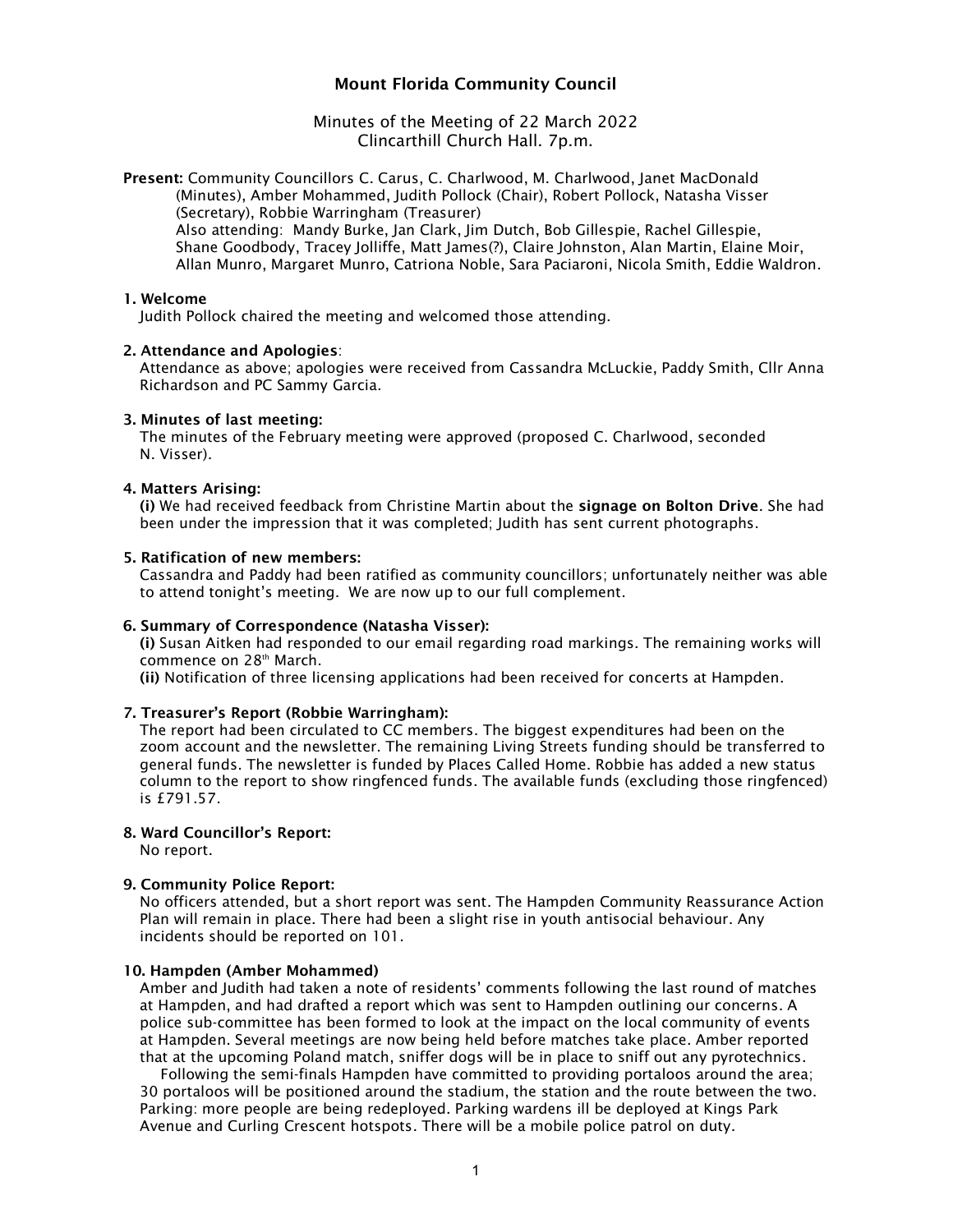# Mount Florida Community Council

Minutes of the Meeting of 22 March 2022
Clincarthill Church Hall. 7p.m.

**Present:** Community Councillors C. Carus, C. Charlwood, M. Charlwood, Janet MacDonald (Minutes), Amber Mohammed, Judith Pollock (Chair), Robert Pollock, Natasha Visser (Secretary), Robbie Warringham (Treasurer)
Also attending: Mandy Burke, Jan Clark, Jim Dutch, Bob Gillespie, Rachel Gillespie, Shane Goodbody, Tracey Jolliffe, Matt James(?), Claire Johnston, Alan Martin, Elaine Moir, Allan Munro, Margaret Munro, Catriona Noble, Sara Paciaroni, Nicola Smith, Eddie Waldron.

**1. Welcome**

Judith Pollock chaired the meeting and welcomed those attending.

**2. Attendance and Apologies**:

Attendance as above; apologies were received from Cassandra McLuckie, Paddy Smith, Cllr Anna Richardson and PC Sammy Garcia.

**3. Minutes of last meeting:**

The minutes of the February meeting were approved (proposed C. Charlwood, seconded N. Visser).

**4. Matters Arising:**

**(i)** We had received feedback from Christine Martin about the **signage on Bolton Drive**. She had been under the impression that it was completed; Judith has sent current photographs.

**5. Ratification of new members:**

Cassandra and Paddy had been ratified as community councillors; unfortunately neither was able to attend tonight's meeting. We are now up to our full complement.

**6. Summary of Correspondence (Natasha Visser):**

**(i)** Susan Aitken had responded to our email regarding road markings. The remaining works will commence on 28th March.
**(ii)** Notification of three licensing applications had been received for concerts at Hampden.

**7. Treasurer's Report (Robbie Warringham):**

The report had been circulated to CC members. The biggest expenditures had been on the zoom account and the newsletter. The remaining Living Streets funding should be transferred to general funds. The newsletter is funded by Places Called Home. Robbie has added a new status column to the report to show ringfenced funds. The available funds (excluding those ringfenced) is £791.57.

**8. Ward Councillor's Report:**

No report.

**9. Community Police Report:**

No officers attended, but a short report was sent. The Hampden Community Reassurance Action Plan will remain in place. There had been a slight rise in youth antisocial behaviour. Any incidents should be reported on 101.

**10. Hampden (Amber Mohammed)**

Amber and Judith had taken a note of residents' comments following the last round of matches at Hampden, and had drafted a report which was sent to Hampden outlining our concerns. A police sub-committee has been formed to look at the impact on the local community of events at Hampden. Several meetings are now being held before matches take place. Amber reported that at the upcoming Poland match, sniffer dogs will be in place to sniff out any pyrotechnics.

Following the semi-finals Hampden have committed to providing portaloos around the area; 30 portaloos will be positioned around the stadium, the station and the route between the two. Parking: more people are being redeployed. Parking wardens ill be deployed at Kings Park Avenue and Curling Crescent hotspots. There will be a mobile police patrol on duty.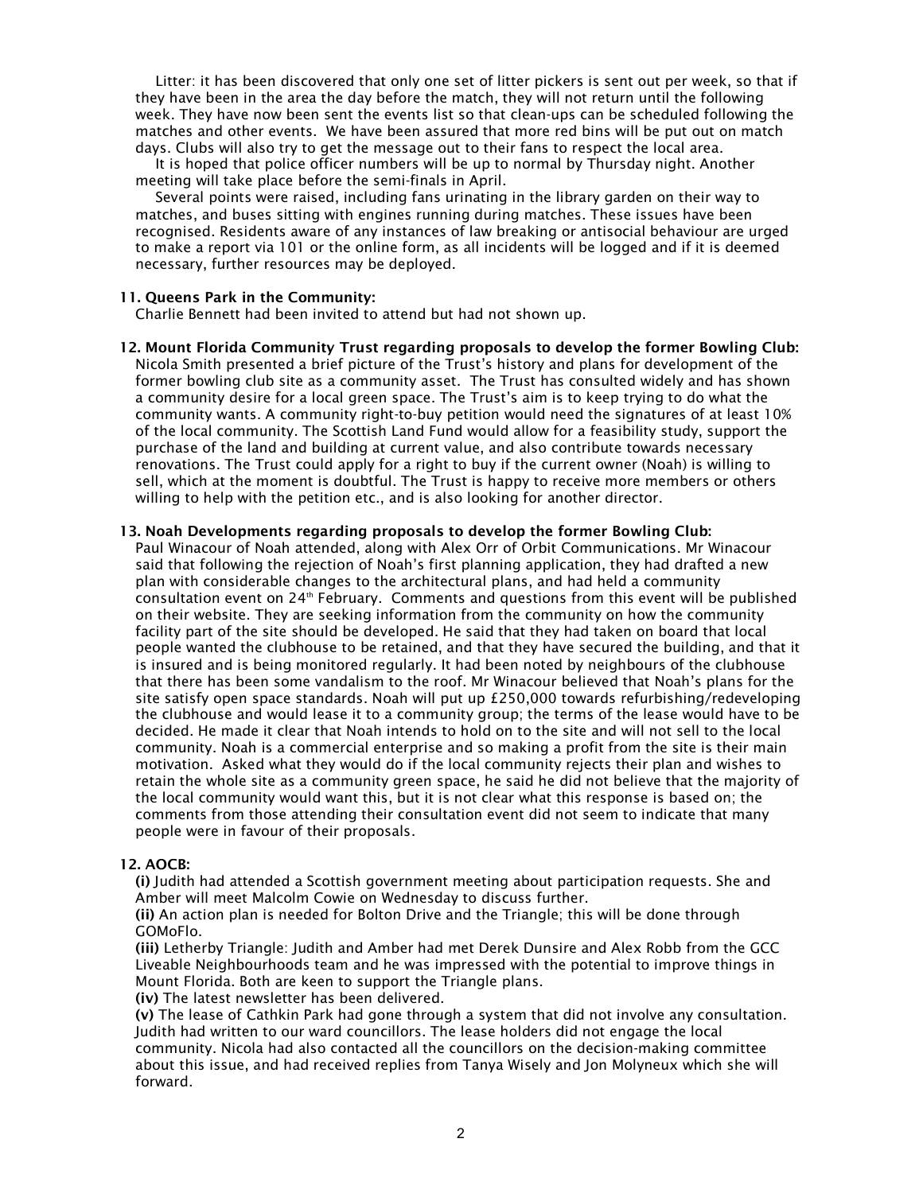Litter: it has been discovered that only one set of litter pickers is sent out per week, so that if they have been in the area the day before the match, they will not return until the following week. They have now been sent the events list so that clean-ups can be scheduled following the matches and other events. We have been assured that more red bins will be put out on match days. Clubs will also try to get the message out to their fans to respect the local area.

It is hoped that police officer numbers will be up to normal by Thursday night. Another meeting will take place before the semi-finals in April.

Several points were raised, including fans urinating in the library garden on their way to matches, and buses sitting with engines running during matches. These issues have been recognised. Residents aware of any instances of law breaking or antisocial behaviour are urged to make a report via 101 or the online form, as all incidents will be logged and if it is deemed necessary, further resources may be deployed.

**11. Queens Park in the Community:**

Charlie Bennett had been invited to attend but had not shown up.

**12. Mount Florida Community Trust regarding proposals to develop the former Bowling Club:**

Nicola Smith presented a brief picture of the Trust's history and plans for development of the former bowling club site as a community asset. The Trust has consulted widely and has shown a community desire for a local green space. The Trust's aim is to keep trying to do what the community wants. A community right-to-buy petition would need the signatures of at least 10% of the local community. The Scottish Land Fund would allow for a feasibility study, support the purchase of the land and building at current value, and also contribute towards necessary renovations. The Trust could apply for a right to buy if the current owner (Noah) is willing to sell, which at the moment is doubtful. The Trust is happy to receive more members or others willing to help with the petition etc., and is also looking for another director.

**13. Noah Developments regarding proposals to develop the former Bowling Club:**

Paul Winacour of Noah attended, along with Alex Orr of Orbit Communications. Mr Winacour said that following the rejection of Noah's first planning application, they had drafted a new plan with considerable changes to the architectural plans, and had held a community consultation event on 24th February. Comments and questions from this event will be published on their website. They are seeking information from the community on how the community facility part of the site should be developed. He said that they had taken on board that local people wanted the clubhouse to be retained, and that they have secured the building, and that it is insured and is being monitored regularly. It had been noted by neighbours of the clubhouse that there has been some vandalism to the roof. Mr Winacour believed that Noah's plans for the site satisfy open space standards. Noah will put up £250,000 towards refurbishing/redeveloping the clubhouse and would lease it to a community group; the terms of the lease would have to be decided. He made it clear that Noah intends to hold on to the site and will not sell to the local community. Noah is a commercial enterprise and so making a profit from the site is their main motivation. Asked what they would do if the local community rejects their plan and wishes to retain the whole site as a community green space, he said he did not believe that the majority of the local community would want this, but it is not clear what this response is based on; the comments from those attending their consultation event did not seem to indicate that many people were in favour of their proposals.

**12. AOCB:**

**(i)** Judith had attended a Scottish government meeting about participation requests. She and Amber will meet Malcolm Cowie on Wednesday to discuss further.

**(ii)** An action plan is needed for Bolton Drive and the Triangle; this will be done through GOMoFlo.

**(iii)** Letherby Triangle: Judith and Amber had met Derek Dunsire and Alex Robb from the GCC Liveable Neighbourhoods team and he was impressed with the potential to improve things in Mount Florida. Both are keen to support the Triangle plans.

**(iv)** The latest newsletter has been delivered.

**(v)** The lease of Cathkin Park had gone through a system that did not involve any consultation. Judith had written to our ward councillors. The lease holders did not engage the local community. Nicola had also contacted all the councillors on the decision-making committee about this issue, and had received replies from Tanya Wisely and Jon Molyneux which she will forward.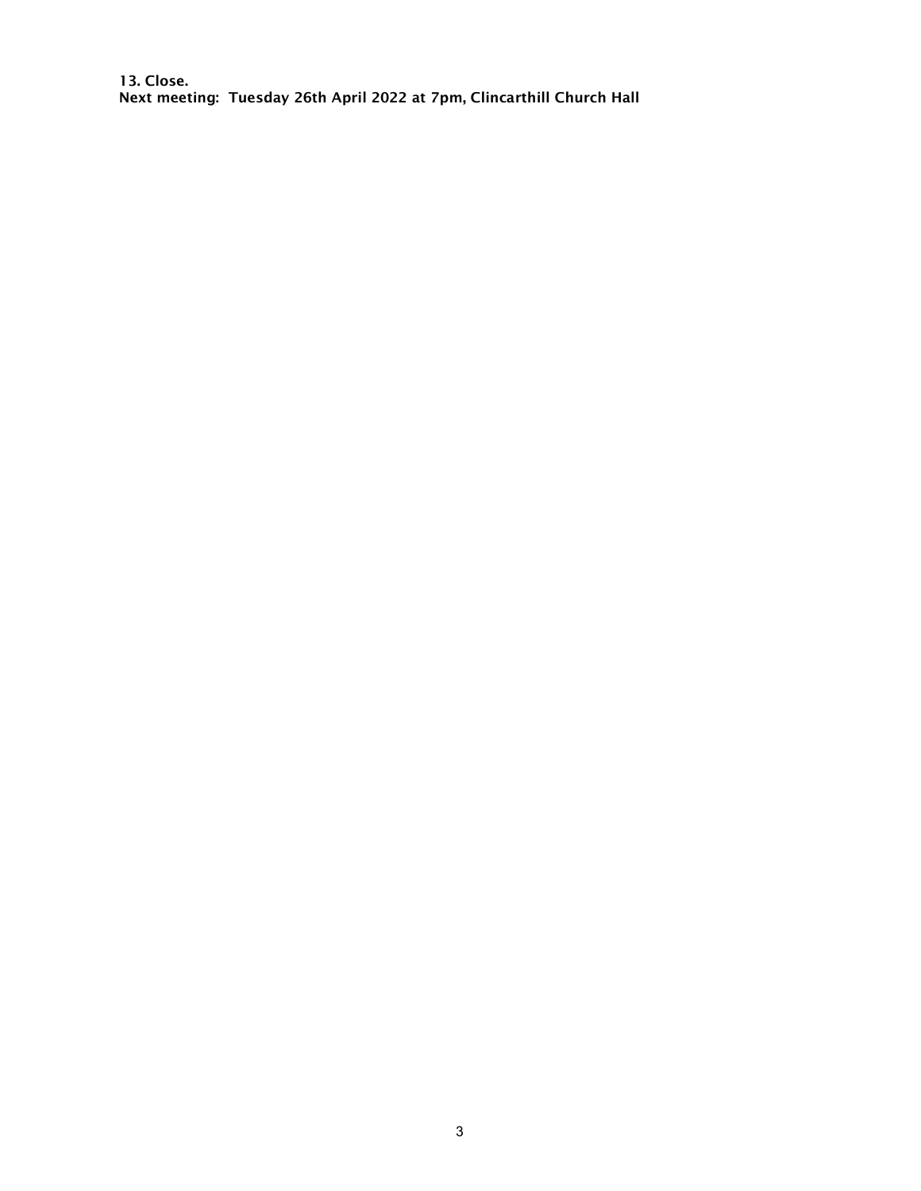**13. Close.**
**Next meeting: Tuesday 26th April 2022 at 7pm, Clincarthill Church Hall**